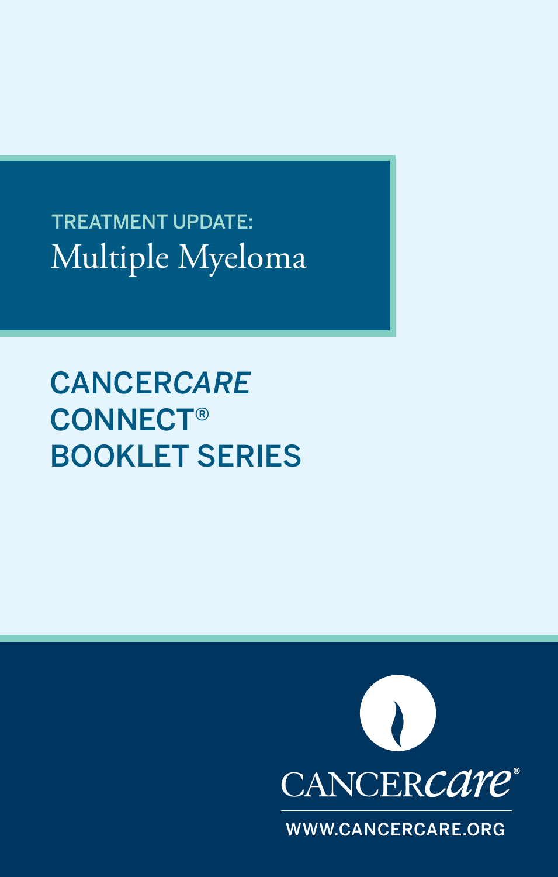TREATMENT UPDATE:

# Multiple Myeloma

## CANCER*CARE* CONNECT® BOOKLET SERIES

CANCER*care*®

WWW.CANCERCARE.ORG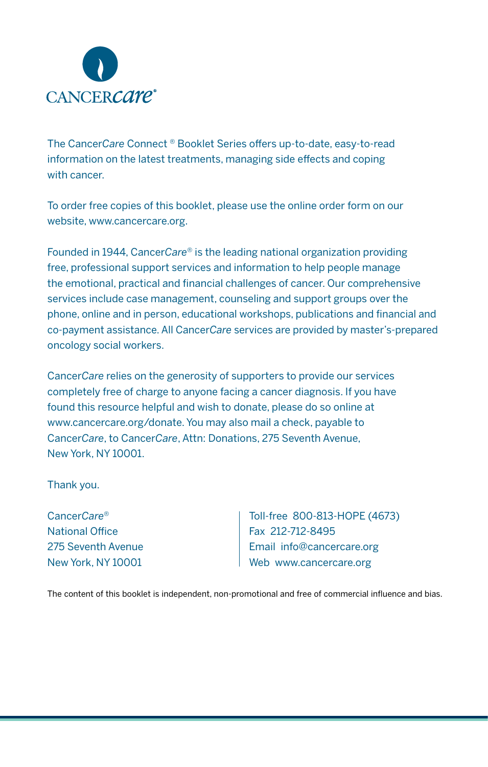CANCER*care*®

The Cancer*Care* Connect ® Booklet Series offers up-to-date, easy-to-read information on the latest treatments, managing side effects and coping with cancer.

To order free copies of this booklet, please use the online order form on our website, www.cancercare.org.

Founded in 1944, Cancer*Care*® is the leading national organization providing free, professional support services and information to help people manage the emotional, practical and financial challenges of cancer. Our comprehensive services include case management, counseling and support groups over the phone, online and in person, educational workshops, publications and financial and co-payment assistance. All Cancer*Care* services are provided by master's-prepared oncology social workers.

Cancer*Care* relies on the generosity of supporters to provide our services completely free of charge to anyone facing a cancer diagnosis. If you have found this resource helpful and wish to donate, please do so online at www.cancercare.org/donate. You may also mail a check, payable to Cancer*Care*, to Cancer*Care*, Attn: Donations, 275 Seventh Avenue, New York, NY 10001.

Thank you.

Cancer*Care*®
National Office
275 Seventh Avenue
New York, NY 10001

Toll-free 800-813-HOPE (4673)
Fax 212-712-8495
Email info@cancercare.org
Web www.cancercare.org

The content of this booklet is independent, non-promotional and free of commercial influence and bias.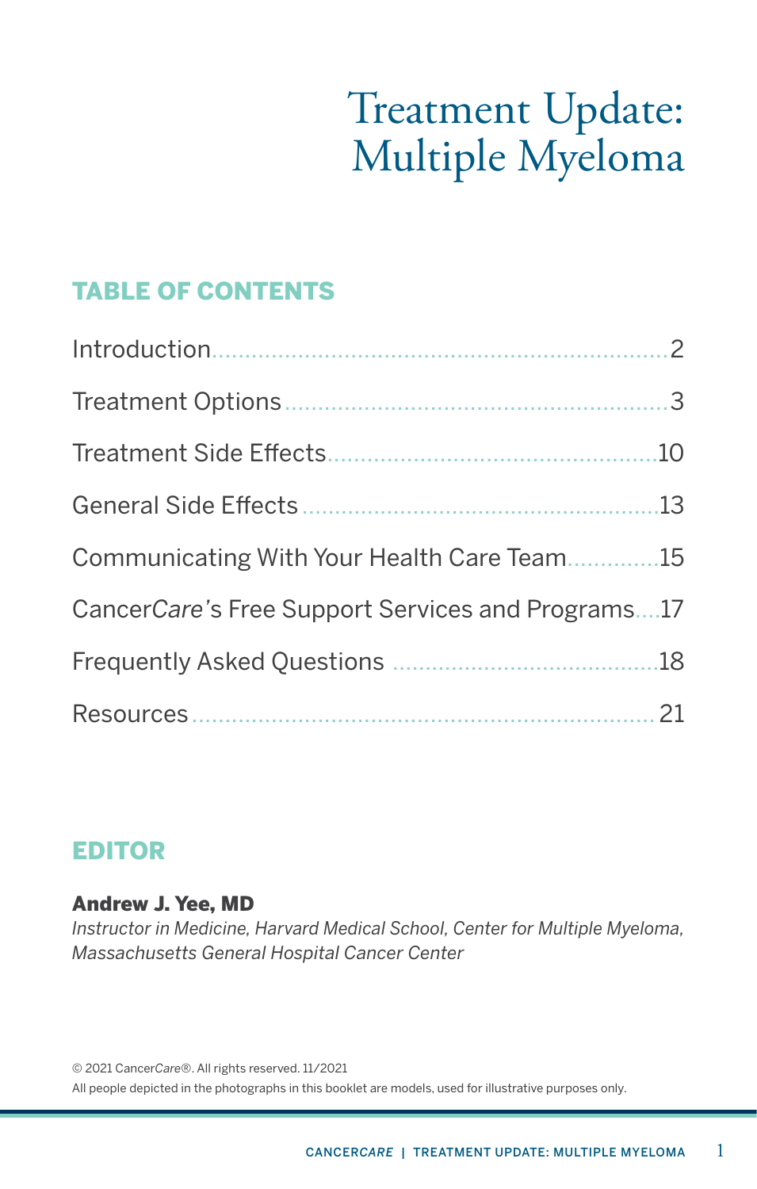# Treatment Update: Multiple Myeloma

## TABLE OF CONTENTS

| | |
|---|---|
| Introduction | 2 |
| Treatment Options | 3 |
| Treatment Side Effects | 10 |
| General Side Effects | 13 |
| Communicating With Your Health Care Team | 15 |
| Cancer*Care*'s Free Support Services and Programs | 17 |
| Frequently Asked Questions | 18 |
| Resources | 21 |

## EDITOR

**Andrew J. Yee, MD**
*Instructor in Medicine, Harvard Medical School, Center for Multiple Myeloma, Massachusetts General Hospital Cancer Center*

© 2021 Cancer*Care*®. All rights reserved. 11/2021
All people depicted in the photographs in this booklet are models, used for illustrative purposes only.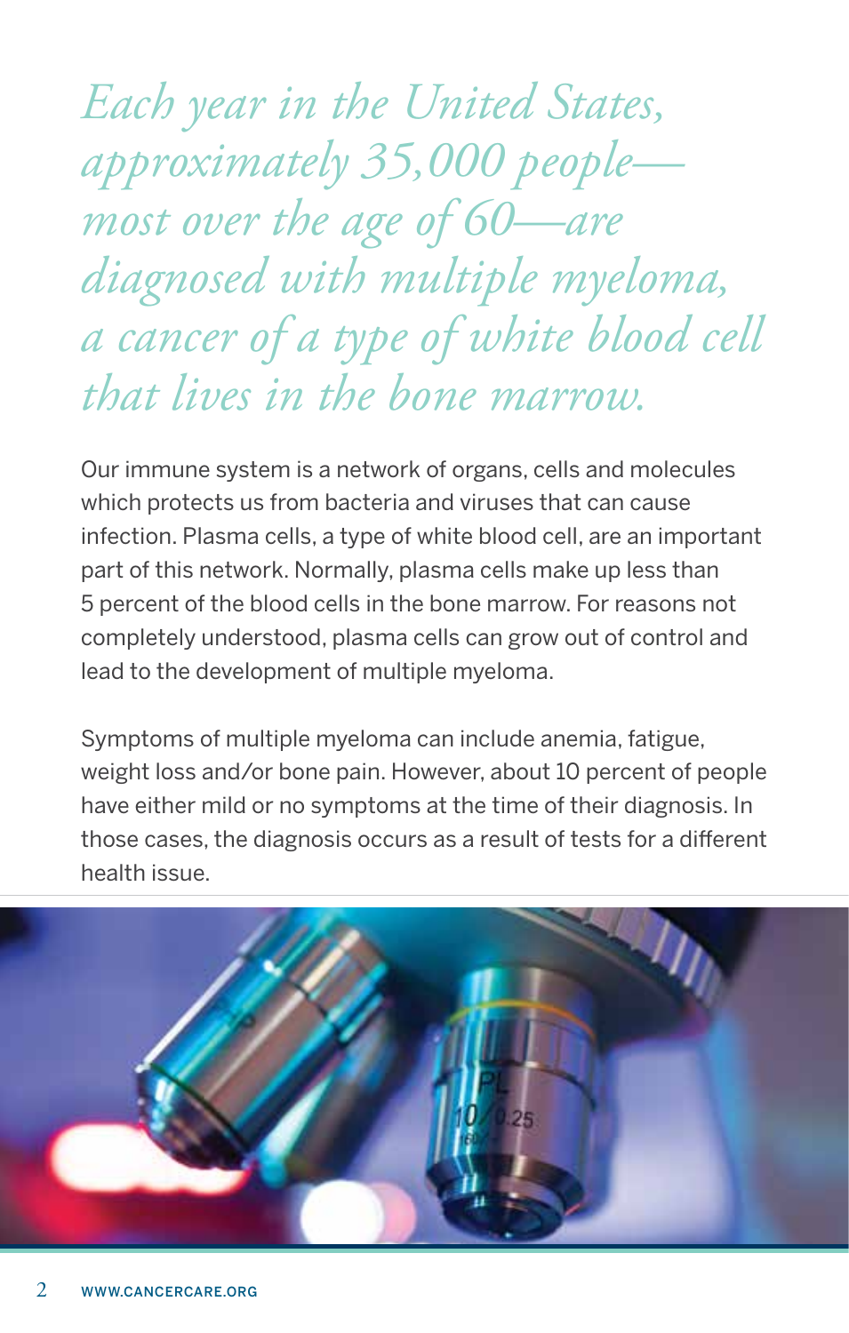*Each year in the United States, approximately 35,000 people—most over the age of 60—are diagnosed with multiple myeloma, a cancer of a type of white blood cell that lives in the bone marrow.*

Our immune system is a network of organs, cells and molecules which protects us from bacteria and viruses that can cause infection. Plasma cells, a type of white blood cell, are an important part of this network. Normally, plasma cells make up less than 5 percent of the blood cells in the bone marrow. For reasons not completely understood, plasma cells can grow out of control and lead to the development of multiple myeloma.

Symptoms of multiple myeloma can include anemia, fatigue, weight loss and/or bone pain. However, about 10 percent of people have either mild or no symptoms at the time of their diagnosis. In those cases, the diagnosis occurs as a result of tests for a different health issue.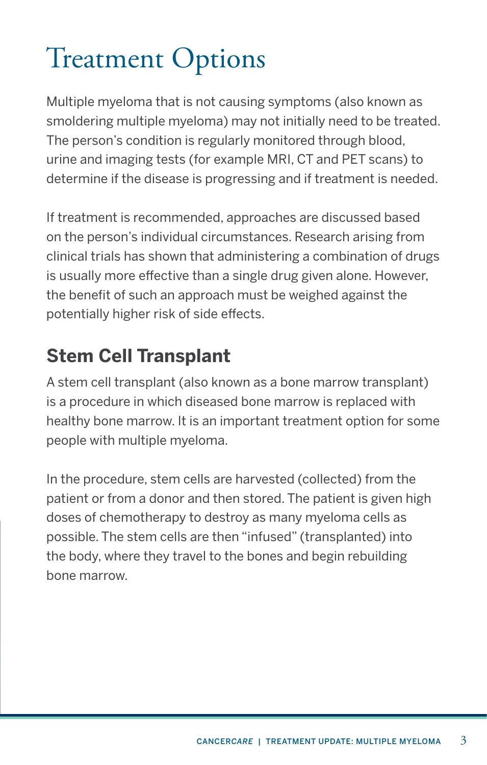# Treatment Options

Multiple myeloma that is not causing symptoms (also known as smoldering multiple myeloma) may not initially need to be treated. The person's condition is regularly monitored through blood, urine and imaging tests (for example MRI, CT and PET scans) to determine if the disease is progressing and if treatment is needed.

If treatment is recommended, approaches are discussed based on the person's individual circumstances. Research arising from clinical trials has shown that administering a combination of drugs is usually more effective than a single drug given alone. However, the benefit of such an approach must be weighed against the potentially higher risk of side effects.

## Stem Cell Transplant

A stem cell transplant (also known as a bone marrow transplant) is a procedure in which diseased bone marrow is replaced with healthy bone marrow. It is an important treatment option for some people with multiple myeloma.

In the procedure, stem cells are harvested (collected) from the patient or from a donor and then stored. The patient is given high doses of chemotherapy to destroy as many myeloma cells as possible. The stem cells are then "infused" (transplanted) into the body, where they travel to the bones and begin rebuilding bone marrow.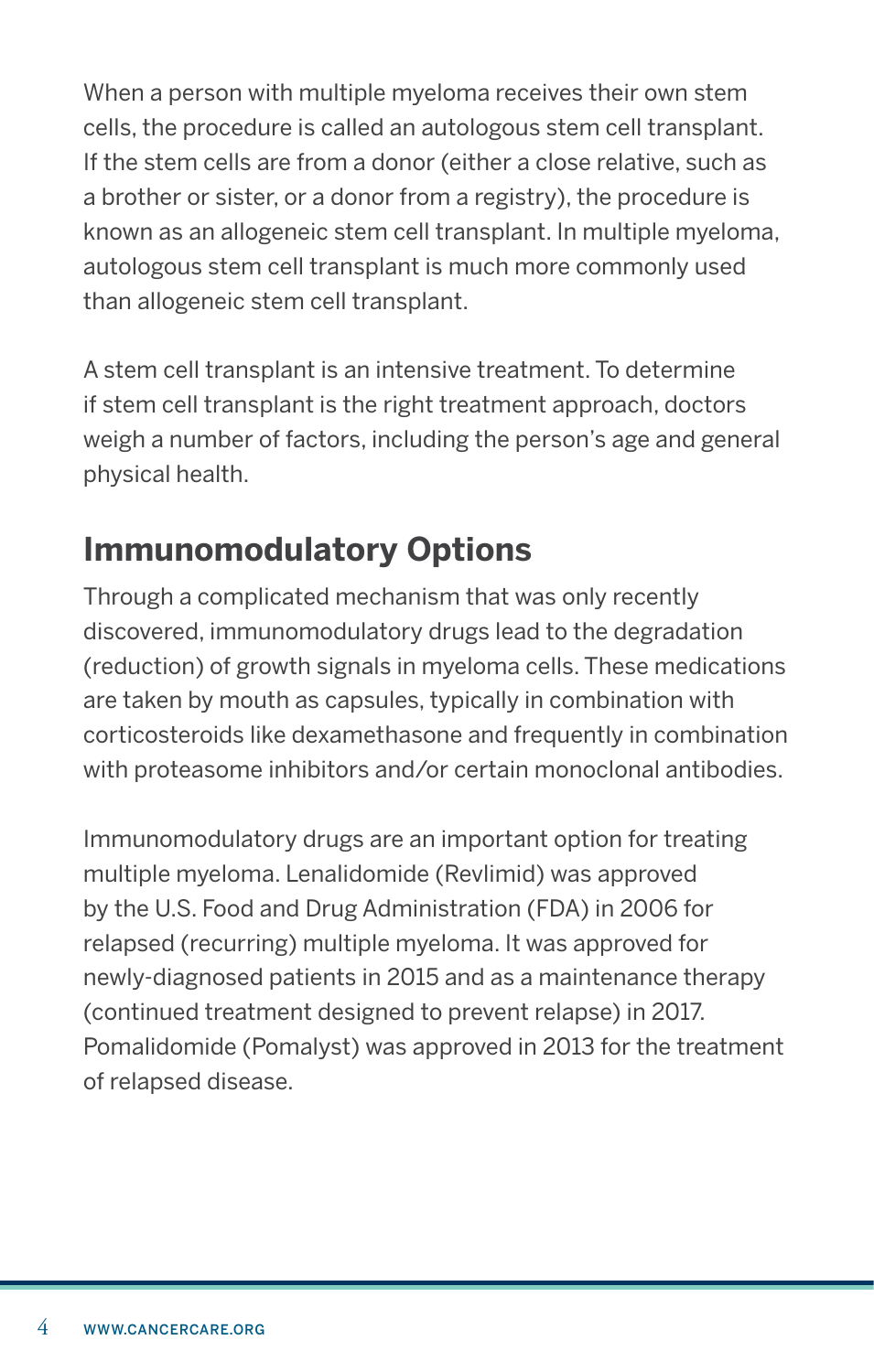When a person with multiple myeloma receives their own stem cells, the procedure is called an autologous stem cell transplant. If the stem cells are from a donor (either a close relative, such as a brother or sister, or a donor from a registry), the procedure is known as an allogeneic stem cell transplant. In multiple myeloma, autologous stem cell transplant is much more commonly used than allogeneic stem cell transplant.

A stem cell transplant is an intensive treatment. To determine if stem cell transplant is the right treatment approach, doctors weigh a number of factors, including the person's age and general physical health.

## Immunomodulatory Options

Through a complicated mechanism that was only recently discovered, immunomodulatory drugs lead to the degradation (reduction) of growth signals in myeloma cells. These medications are taken by mouth as capsules, typically in combination with corticosteroids like dexamethasone and frequently in combination with proteasome inhibitors and/or certain monoclonal antibodies.

Immunomodulatory drugs are an important option for treating multiple myeloma. Lenalidomide (Revlimid) was approved by the U.S. Food and Drug Administration (FDA) in 2006 for relapsed (recurring) multiple myeloma. It was approved for newly-diagnosed patients in 2015 and as a maintenance therapy (continued treatment designed to prevent relapse) in 2017. Pomalidomide (Pomalyst) was approved in 2013 for the treatment of relapsed disease.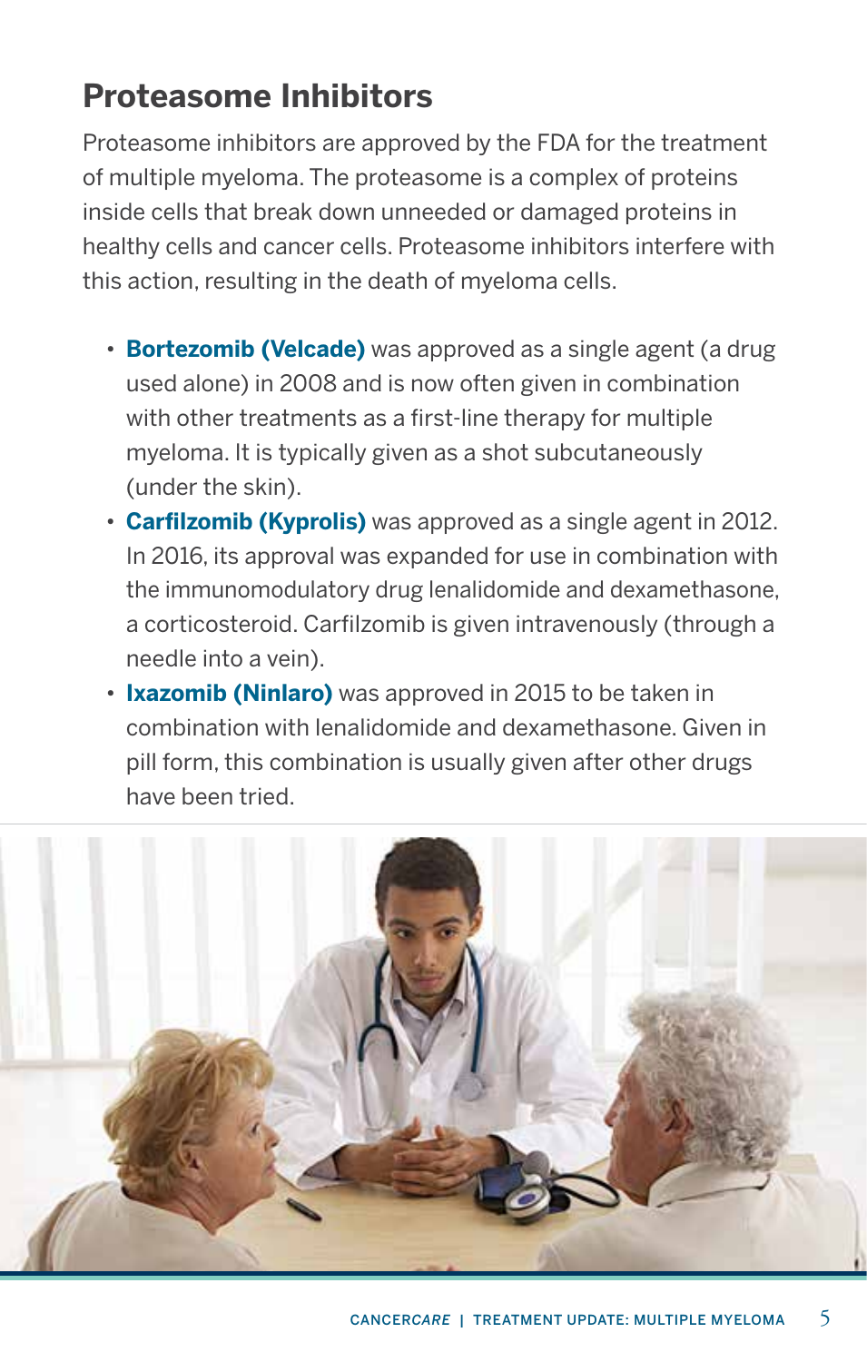## Proteasome Inhibitors

Proteasome inhibitors are approved by the FDA for the treatment of multiple myeloma. The proteasome is a complex of proteins inside cells that break down unneeded or damaged proteins in healthy cells and cancer cells. Proteasome inhibitors interfere with this action, resulting in the death of myeloma cells.

- **Bortezomib (Velcade)** was approved as a single agent (a drug used alone) in 2008 and is now often given in combination with other treatments as a first-line therapy for multiple myeloma. It is typically given as a shot subcutaneously (under the skin).
- **Carfilzomib (Kyprolis)** was approved as a single agent in 2012. In 2016, its approval was expanded for use in combination with the immunomodulatory drug lenalidomide and dexamethasone, a corticosteroid. Carfilzomib is given intravenously (through a needle into a vein).
- **Ixazomib (Ninlaro)** was approved in 2015 to be taken in combination with lenalidomide and dexamethasone. Given in pill form, this combination is usually given after other drugs have been tried.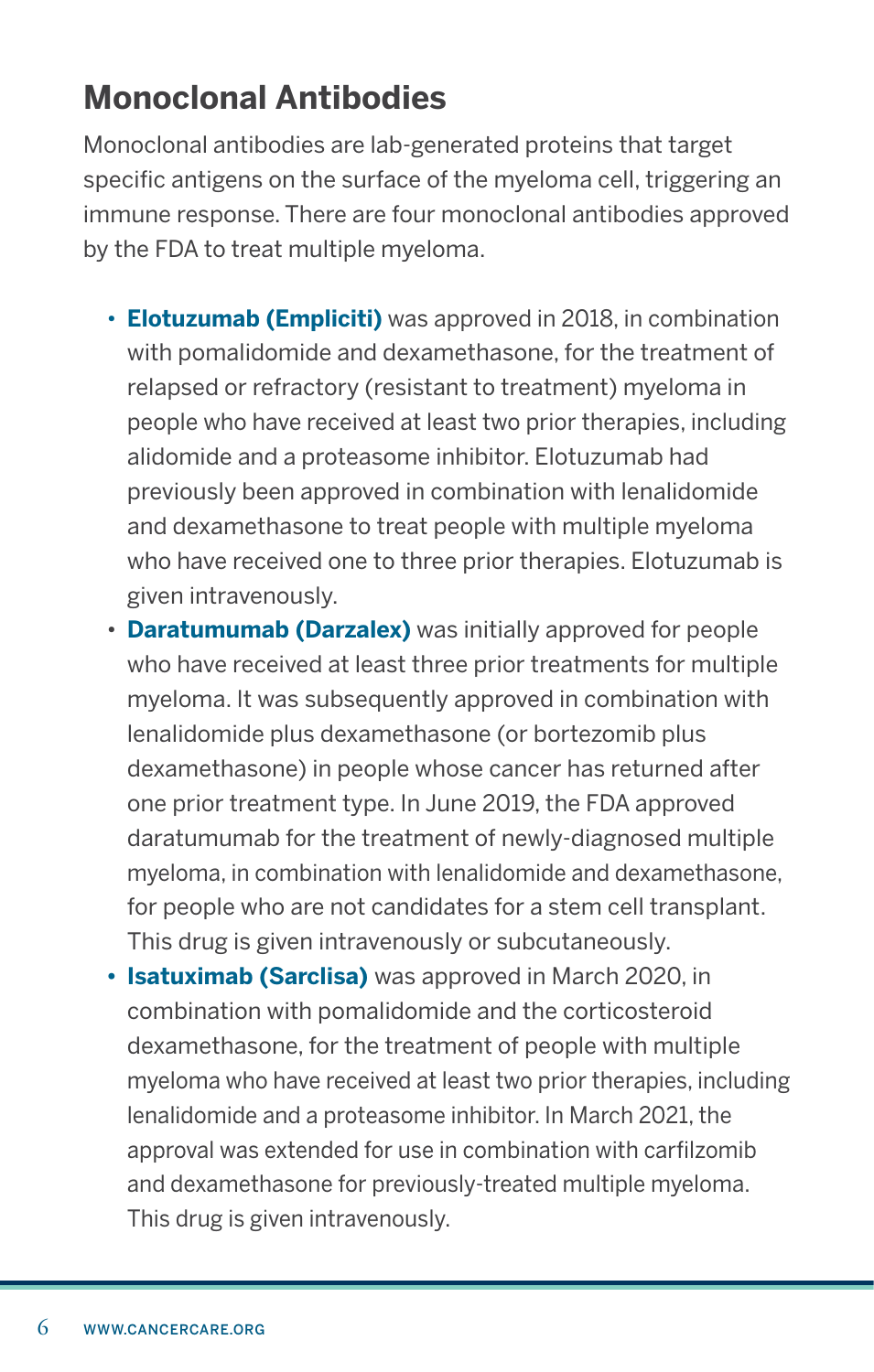## Monoclonal Antibodies

Monoclonal antibodies are lab-generated proteins that target specific antigens on the surface of the myeloma cell, triggering an immune response. There are four monoclonal antibodies approved by the FDA to treat multiple myeloma.

- **Elotuzumab (Empliciti)** was approved in 2018, in combination with pomalidomide and dexamethasone, for the treatment of relapsed or refractory (resistant to treatment) myeloma in people who have received at least two prior therapies, including alidomide and a proteasome inhibitor. Elotuzumab had previously been approved in combination with lenalidomide and dexamethasone to treat people with multiple myeloma who have received one to three prior therapies. Elotuzumab is given intravenously.
- **Daratumumab (Darzalex)** was initially approved for people who have received at least three prior treatments for multiple myeloma. It was subsequently approved in combination with lenalidomide plus dexamethasone (or bortezomib plus dexamethasone) in people whose cancer has returned after one prior treatment type. In June 2019, the FDA approved daratumumab for the treatment of newly-diagnosed multiple myeloma, in combination with lenalidomide and dexamethasone, for people who are not candidates for a stem cell transplant. This drug is given intravenously or subcutaneously.
- **Isatuximab (Sarclisa)** was approved in March 2020, in combination with pomalidomide and the corticosteroid dexamethasone, for the treatment of people with multiple myeloma who have received at least two prior therapies, including lenalidomide and a proteasome inhibitor. In March 2021, the approval was extended for use in combination with carfilzomib and dexamethasone for previously-treated multiple myeloma. This drug is given intravenously.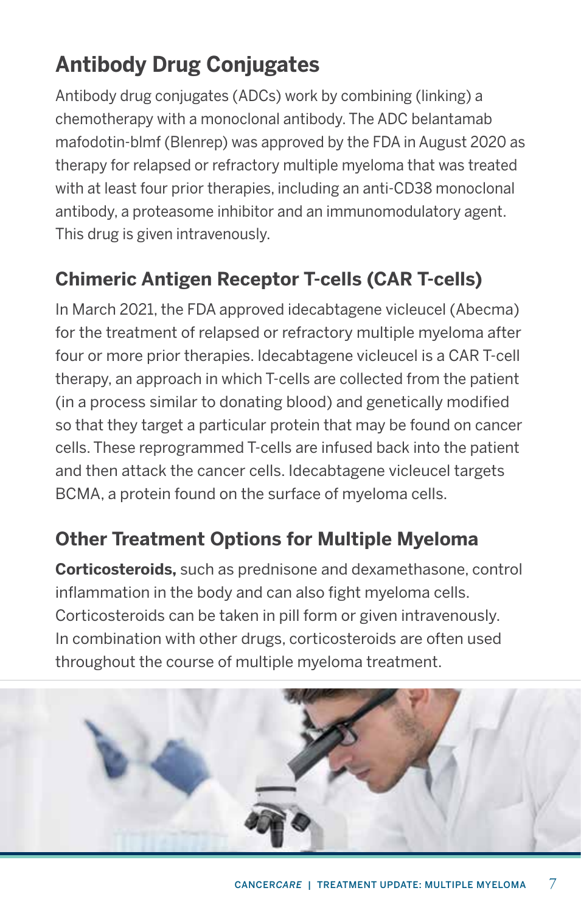## Antibody Drug Conjugates

Antibody drug conjugates (ADCs) work by combining (linking) a chemotherapy with a monoclonal antibody. The ADC belantamab mafodotin-blmf (Blenrep) was approved by the FDA in August 2020 as therapy for relapsed or refractory multiple myeloma that was treated with at least four prior therapies, including an anti-CD38 monoclonal antibody, a proteasome inhibitor and an immunomodulatory agent. This drug is given intravenously.

## Chimeric Antigen Receptor T-cells (CAR T-cells)

In March 2021, the FDA approved idecabtagene vicleucel (Abecma) for the treatment of relapsed or refractory multiple myeloma after four or more prior therapies. Idecabtagene vicleucel is a CAR T-cell therapy, an approach in which T-cells are collected from the patient (in a process similar to donating blood) and genetically modified so that they target a particular protein that may be found on cancer cells. These reprogrammed T-cells are infused back into the patient and then attack the cancer cells. Idecabtagene vicleucel targets BCMA, a protein found on the surface of myeloma cells.

## Other Treatment Options for Multiple Myeloma

**Corticosteroids,** such as prednisone and dexamethasone, control inflammation in the body and can also fight myeloma cells. Corticosteroids can be taken in pill form or given intravenously. In combination with other drugs, corticosteroids are often used throughout the course of multiple myeloma treatment.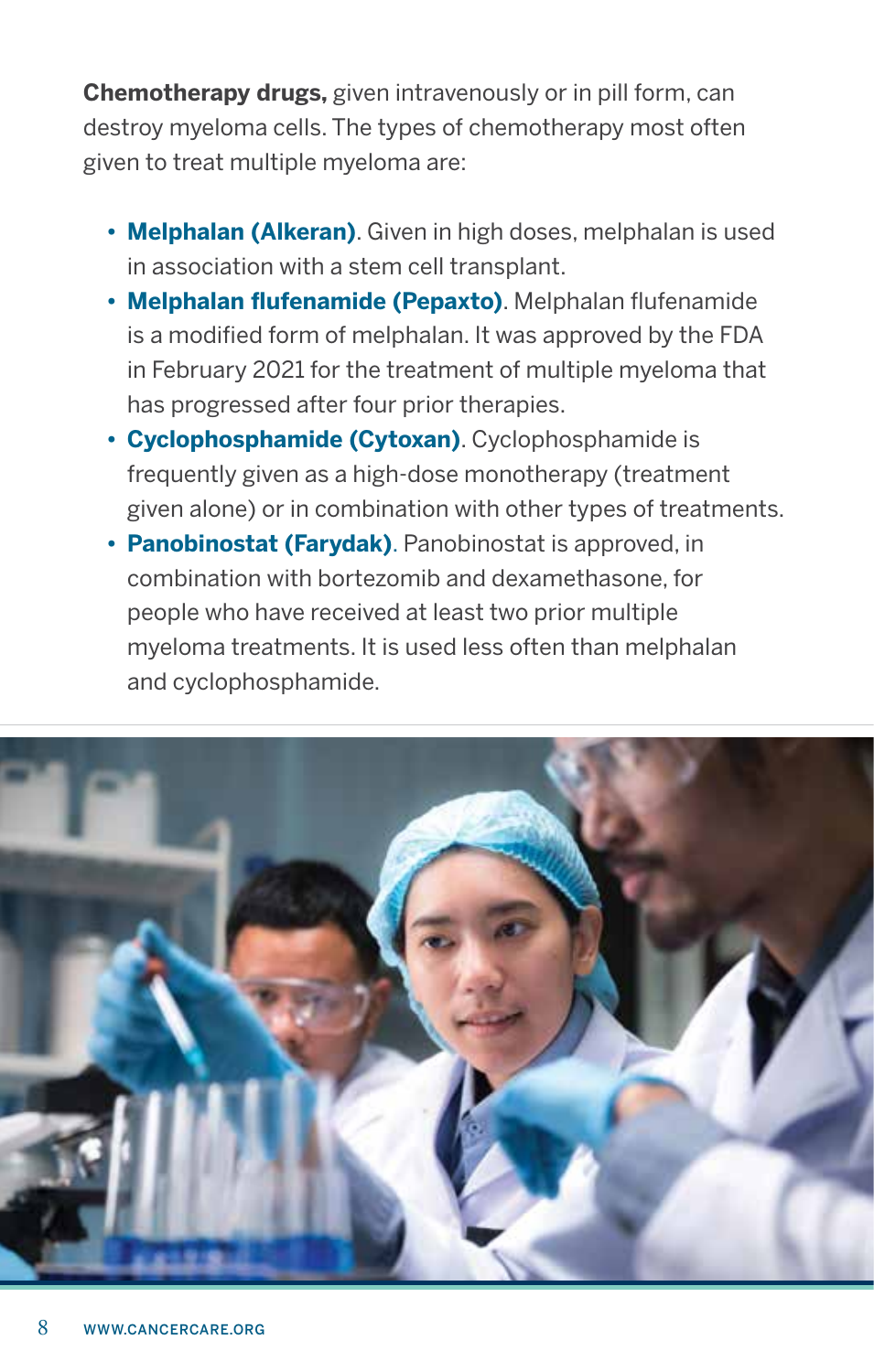**Chemotherapy drugs,** given intravenously or in pill form, can destroy myeloma cells. The types of chemotherapy most often given to treat multiple myeloma are:

- **Melphalan (Alkeran)**. Given in high doses, melphalan is used in association with a stem cell transplant.
- **Melphalan flufenamide (Pepaxto)**. Melphalan flufenamide is a modified form of melphalan. It was approved by the FDA in February 2021 for the treatment of multiple myeloma that has progressed after four prior therapies.
- **Cyclophosphamide (Cytoxan)**. Cyclophosphamide is frequently given as a high-dose monotherapy (treatment given alone) or in combination with other types of treatments.
- **Panobinostat (Farydak)**. Panobinostat is approved, in combination with bortezomib and dexamethasone, for people who have received at least two prior multiple myeloma treatments. It is used less often than melphalan and cyclophosphamide.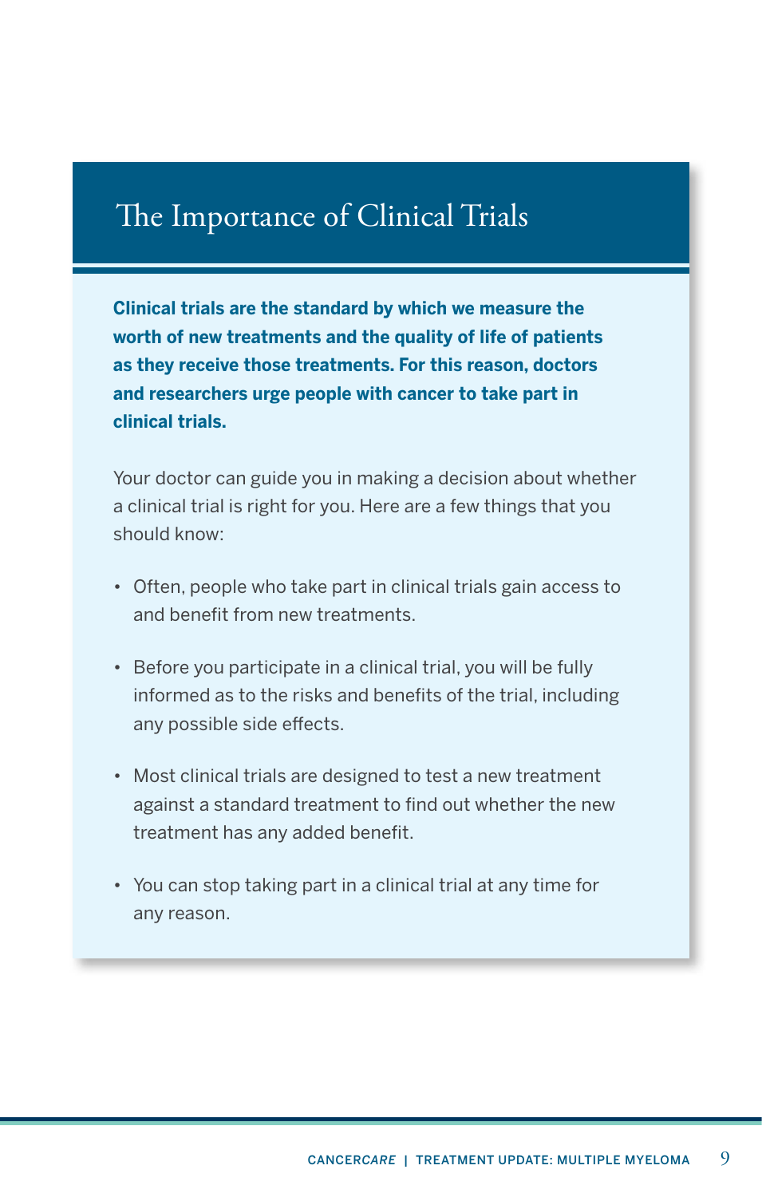## The Importance of Clinical Trials

**Clinical trials are the standard by which we measure the worth of new treatments and the quality of life of patients as they receive those treatments. For this reason, doctors and researchers urge people with cancer to take part in clinical trials.**

Your doctor can guide you in making a decision about whether a clinical trial is right for you. Here are a few things that you should know:

- Often, people who take part in clinical trials gain access to and benefit from new treatments.
- Before you participate in a clinical trial, you will be fully informed as to the risks and benefits of the trial, including any possible side effects.
- Most clinical trials are designed to test a new treatment against a standard treatment to find out whether the new treatment has any added benefit.
- You can stop taking part in a clinical trial at any time for any reason.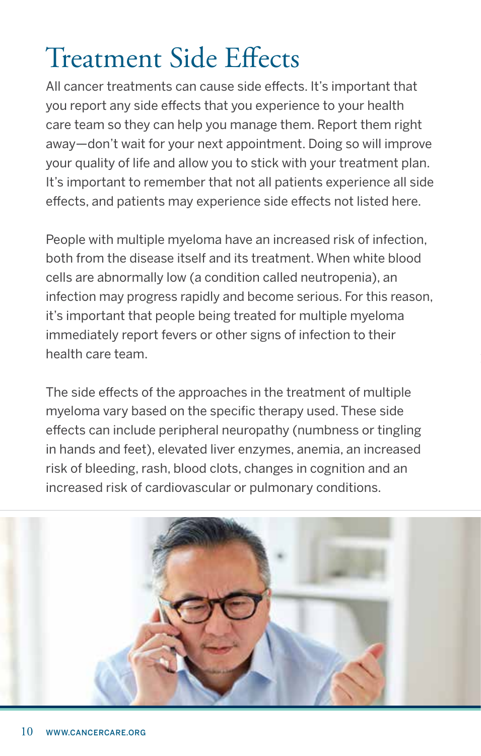# Treatment Side Effects

All cancer treatments can cause side effects. It's important that you report any side effects that you experience to your health care team so they can help you manage them. Report them right away—don't wait for your next appointment. Doing so will improve your quality of life and allow you to stick with your treatment plan. It's important to remember that not all patients experience all side effects, and patients may experience side effects not listed here.

People with multiple myeloma have an increased risk of infection, both from the disease itself and its treatment. When white blood cells are abnormally low (a condition called neutropenia), an infection may progress rapidly and become serious. For this reason, it's important that people being treated for multiple myeloma immediately report fevers or other signs of infection to their health care team.

The side effects of the approaches in the treatment of multiple myeloma vary based on the specific therapy used. These side effects can include peripheral neuropathy (numbness or tingling in hands and feet), elevated liver enzymes, anemia, an increased risk of bleeding, rash, blood clots, changes in cognition and an increased risk of cardiovascular or pulmonary conditions.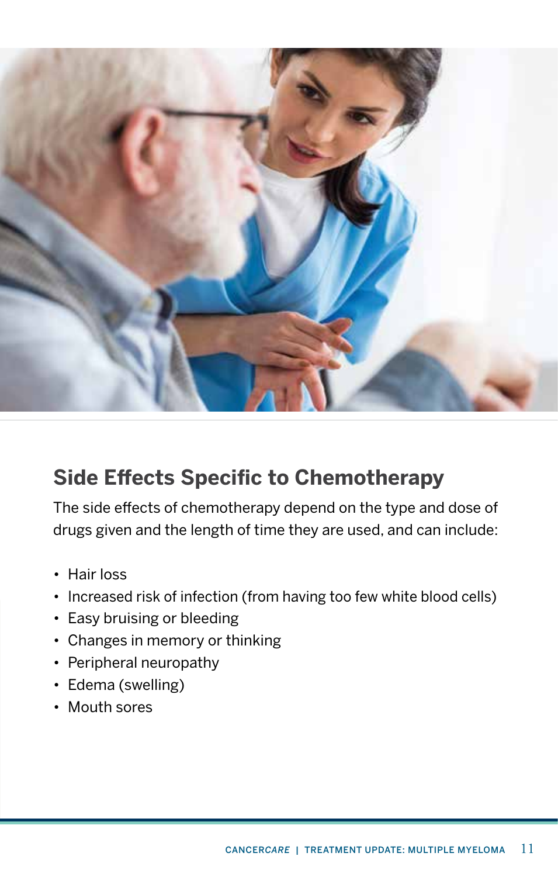## Side Effects Specific to Chemotherapy

The side effects of chemotherapy depend on the type and dose of drugs given and the length of time they are used, and can include:

- Hair loss
- Increased risk of infection (from having too few white blood cells)
- Easy bruising or bleeding
- Changes in memory or thinking
- Peripheral neuropathy
- Edema (swelling)
- Mouth sores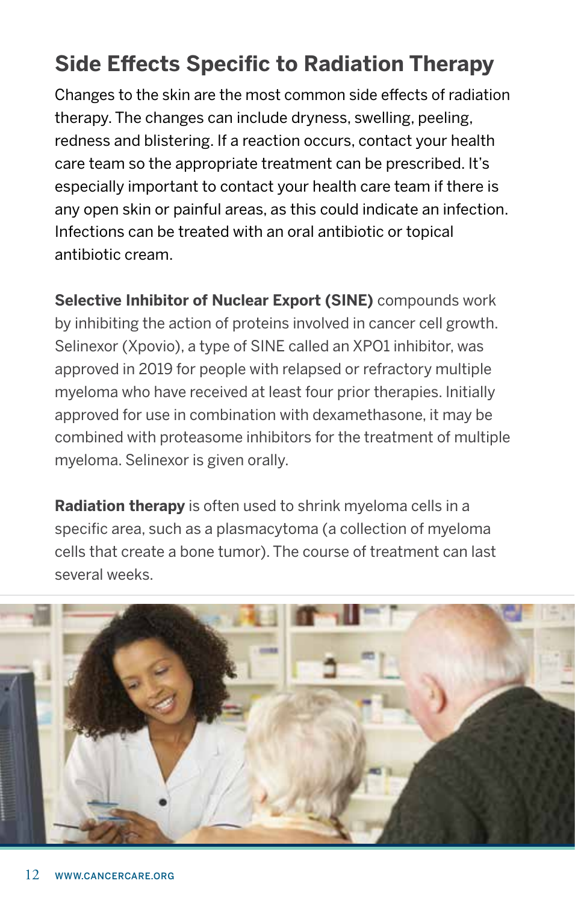## Side Effects Specific to Radiation Therapy

Changes to the skin are the most common side effects of radiation therapy. The changes can include dryness, swelling, peeling, redness and blistering. If a reaction occurs, contact your health care team so the appropriate treatment can be prescribed. It's especially important to contact your health care team if there is any open skin or painful areas, as this could indicate an infection. Infections can be treated with an oral antibiotic or topical antibiotic cream.

**Selective Inhibitor of Nuclear Export (SINE)** compounds work by inhibiting the action of proteins involved in cancer cell growth. Selinexor (Xpovio), a type of SINE called an XPO1 inhibitor, was approved in 2019 for people with relapsed or refractory multiple myeloma who have received at least four prior therapies. Initially approved for use in combination with dexamethasone, it may be combined with proteasome inhibitors for the treatment of multiple myeloma. Selinexor is given orally.

**Radiation therapy** is often used to shrink myeloma cells in a specific area, such as a plasmacytoma (a collection of myeloma cells that create a bone tumor). The course of treatment can last several weeks.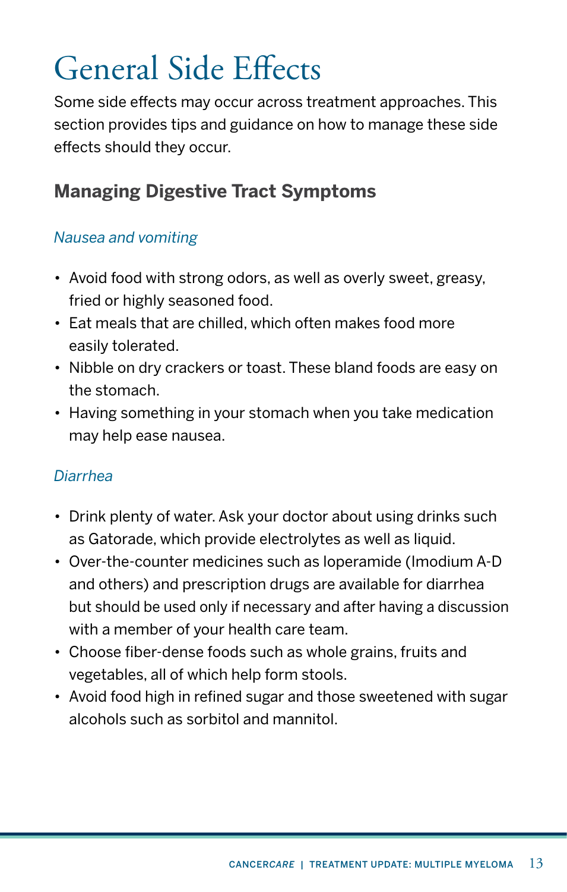# General Side Effects

Some side effects may occur across treatment approaches. This section provides tips and guidance on how to manage these side effects should they occur.

## Managing Digestive Tract Symptoms

### *Nausea and vomiting*

- Avoid food with strong odors, as well as overly sweet, greasy, fried or highly seasoned food.
- Eat meals that are chilled, which often makes food more easily tolerated.
- Nibble on dry crackers or toast. These bland foods are easy on the stomach.
- Having something in your stomach when you take medication may help ease nausea.

### *Diarrhea*

- Drink plenty of water. Ask your doctor about using drinks such as Gatorade, which provide electrolytes as well as liquid.
- Over-the-counter medicines such as loperamide (Imodium A-D and others) and prescription drugs are available for diarrhea but should be used only if necessary and after having a discussion with a member of your health care team.
- Choose fiber-dense foods such as whole grains, fruits and vegetables, all of which help form stools.
- Avoid food high in refined sugar and those sweetened with sugar alcohols such as sorbitol and mannitol.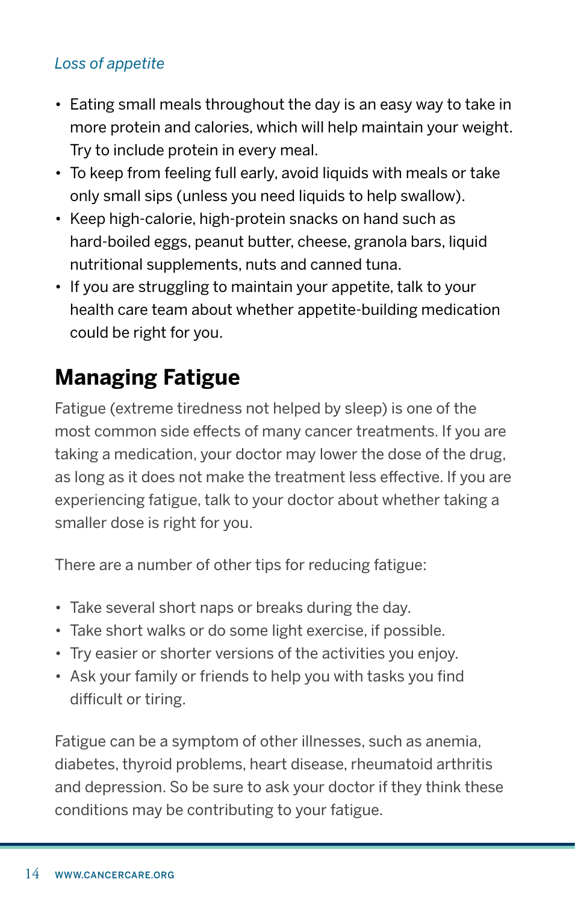*Loss of appetite*

- Eating small meals throughout the day is an easy way to take in more protein and calories, which will help maintain your weight. Try to include protein in every meal.
- To keep from feeling full early, avoid liquids with meals or take only small sips (unless you need liquids to help swallow).
- Keep high-calorie, high-protein snacks on hand such as hard-boiled eggs, peanut butter, cheese, granola bars, liquid nutritional supplements, nuts and canned tuna.
- If you are struggling to maintain your appetite, talk to your health care team about whether appetite-building medication could be right for you.

## Managing Fatigue

Fatigue (extreme tiredness not helped by sleep) is one of the most common side effects of many cancer treatments. If you are taking a medication, your doctor may lower the dose of the drug, as long as it does not make the treatment less effective. If you are experiencing fatigue, talk to your doctor about whether taking a smaller dose is right for you.

There are a number of other tips for reducing fatigue:

- Take several short naps or breaks during the day.
- Take short walks or do some light exercise, if possible.
- Try easier or shorter versions of the activities you enjoy.
- Ask your family or friends to help you with tasks you find difficult or tiring.

Fatigue can be a symptom of other illnesses, such as anemia, diabetes, thyroid problems, heart disease, rheumatoid arthritis and depression. So be sure to ask your doctor if they think these conditions may be contributing to your fatigue.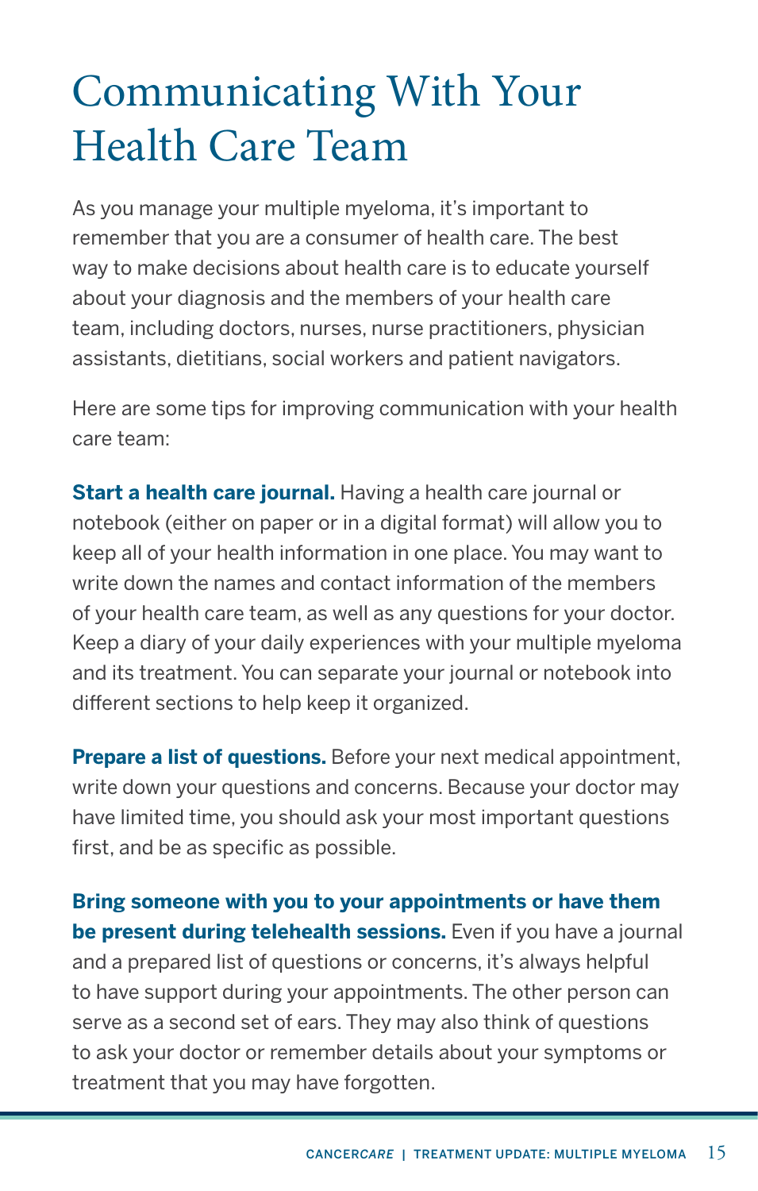# Communicating With Your Health Care Team

As you manage your multiple myeloma, it's important to remember that you are a consumer of health care. The best way to make decisions about health care is to educate yourself about your diagnosis and the members of your health care team, including doctors, nurses, nurse practitioners, physician assistants, dietitians, social workers and patient navigators.

Here are some tips for improving communication with your health care team:

**Start a health care journal.** Having a health care journal or notebook (either on paper or in a digital format) will allow you to keep all of your health information in one place. You may want to write down the names and contact information of the members of your health care team, as well as any questions for your doctor. Keep a diary of your daily experiences with your multiple myeloma and its treatment. You can separate your journal or notebook into different sections to help keep it organized.

**Prepare a list of questions.** Before your next medical appointment, write down your questions and concerns. Because your doctor may have limited time, you should ask your most important questions first, and be as specific as possible.

**Bring someone with you to your appointments or have them be present during telehealth sessions.** Even if you have a journal and a prepared list of questions or concerns, it's always helpful to have support during your appointments. The other person can serve as a second set of ears. They may also think of questions to ask your doctor or remember details about your symptoms or treatment that you may have forgotten.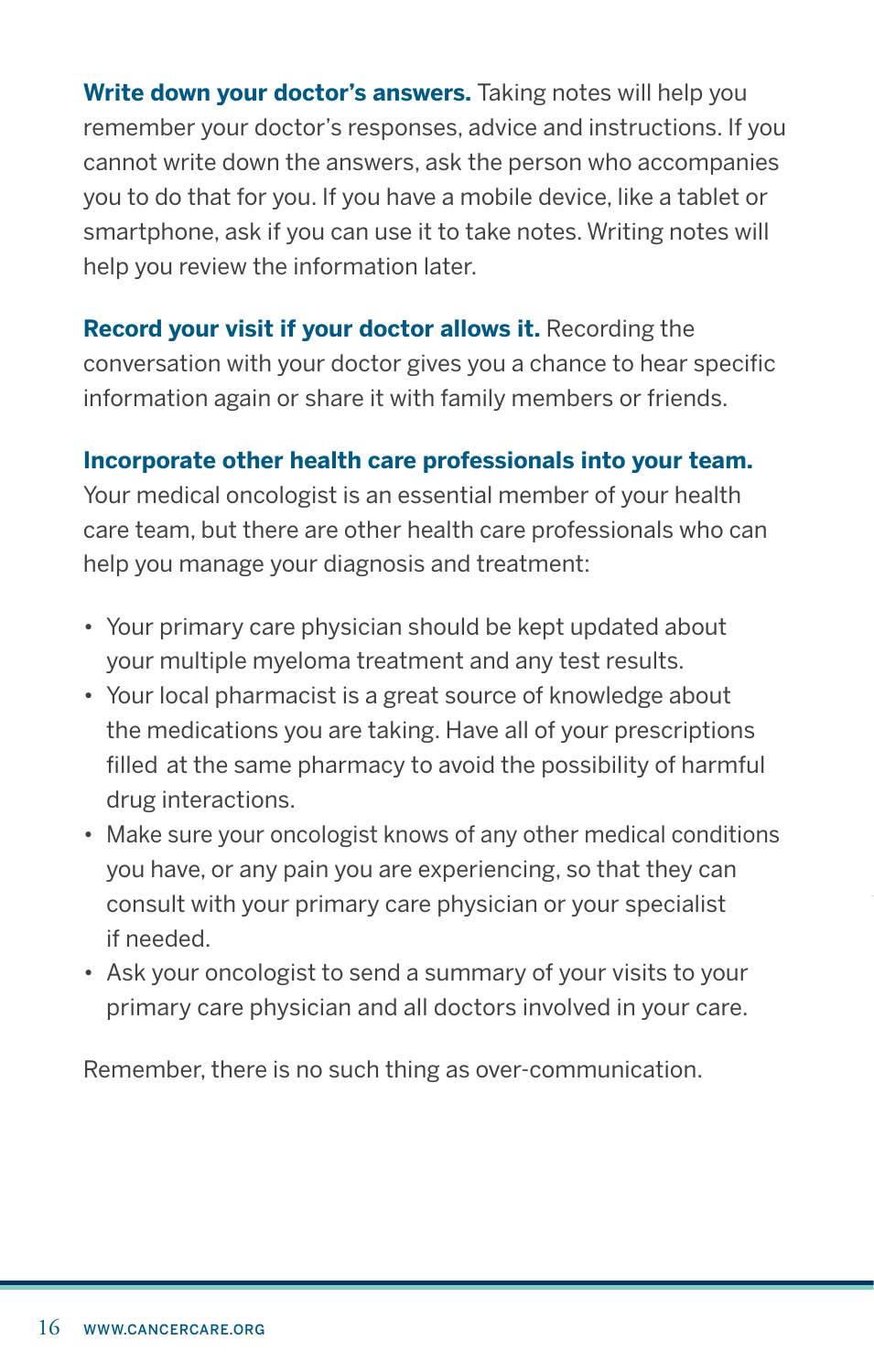**Write down your doctor's answers.** Taking notes will help you remember your doctor's responses, advice and instructions. If you cannot write down the answers, ask the person who accompanies you to do that for you. If you have a mobile device, like a tablet or smartphone, ask if you can use it to take notes. Writing notes will help you review the information later.

**Record your visit if your doctor allows it.** Recording the conversation with your doctor gives you a chance to hear specific information again or share it with family members or friends.

**Incorporate other health care professionals into your team.** Your medical oncologist is an essential member of your health care team, but there are other health care professionals who can help you manage your diagnosis and treatment:

- Your primary care physician should be kept updated about your multiple myeloma treatment and any test results.
- Your local pharmacist is a great source of knowledge about the medications you are taking. Have all of your prescriptions filled at the same pharmacy to avoid the possibility of harmful drug interactions.
- Make sure your oncologist knows of any other medical conditions you have, or any pain you are experiencing, so that they can consult with your primary care physician or your specialist if needed.
- Ask your oncologist to send a summary of your visits to your primary care physician and all doctors involved in your care.

Remember, there is no such thing as over-communication.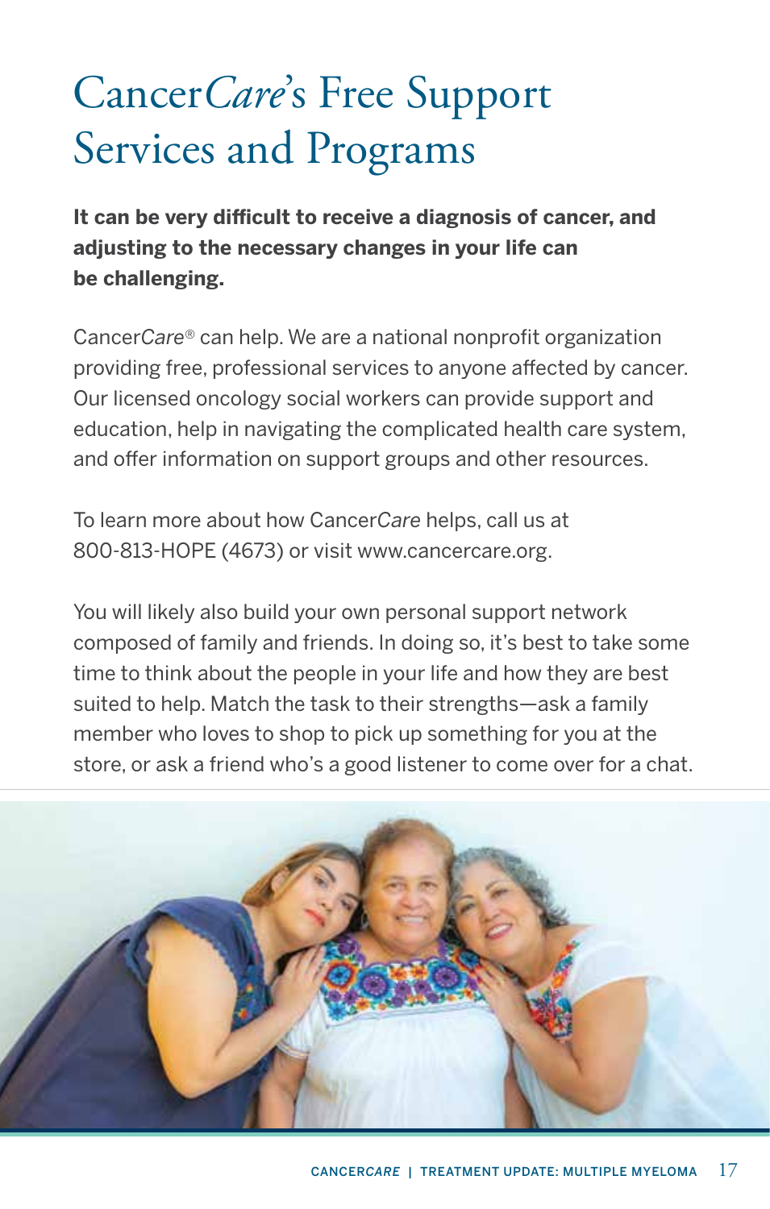# Cancer*Care*'s Free Support Services and Programs

**It can be very difficult to receive a diagnosis of cancer, and adjusting to the necessary changes in your life can be challenging.**

Cancer*Care*® can help. We are a national nonprofit organization providing free, professional services to anyone affected by cancer. Our licensed oncology social workers can provide support and education, help in navigating the complicated health care system, and offer information on support groups and other resources.

To learn more about how Cancer*Care* helps, call us at 800-813-HOPE (4673) or visit www.cancercare.org.

You will likely also build your own personal support network composed of family and friends. In doing so, it's best to take some time to think about the people in your life and how they are best suited to help. Match the task to their strengths—ask a family member who loves to shop to pick up something for you at the store, or ask a friend who's a good listener to come over for a chat.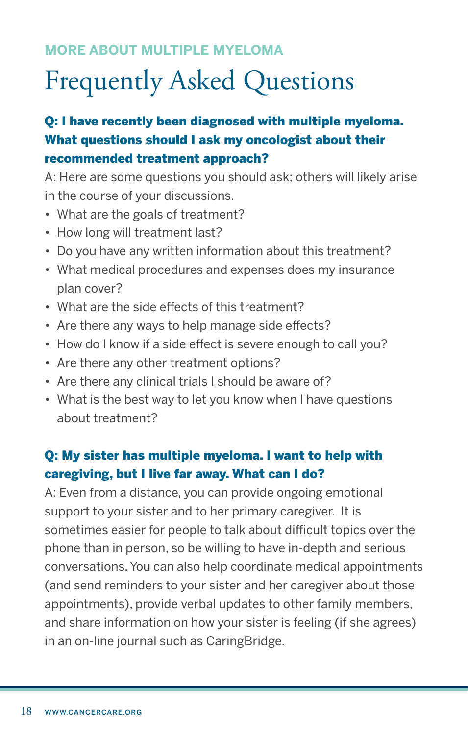MORE ABOUT MULTIPLE MYELOMA

# Frequently Asked Questions

**Q: I have recently been diagnosed with multiple myeloma. What questions should I ask my oncologist about their recommended treatment approach?**

A: Here are some questions you should ask; others will likely arise in the course of your discussions.

- What are the goals of treatment?
- How long will treatment last?
- Do you have any written information about this treatment?
- What medical procedures and expenses does my insurance plan cover?
- What are the side effects of this treatment?
- Are there any ways to help manage side effects?
- How do I know if a side effect is severe enough to call you?
- Are there any other treatment options?
- Are there any clinical trials I should be aware of?
- What is the best way to let you know when I have questions about treatment?

**Q: My sister has multiple myeloma. I want to help with caregiving, but I live far away. What can I do?**

A: Even from a distance, you can provide ongoing emotional support to your sister and to her primary caregiver. It is sometimes easier for people to talk about difficult topics over the phone than in person, so be willing to have in-depth and serious conversations. You can also help coordinate medical appointments (and send reminders to your sister and her caregiver about those appointments), provide verbal updates to other family members, and share information on how your sister is feeling (if she agrees) in an on-line journal such as CaringBridge.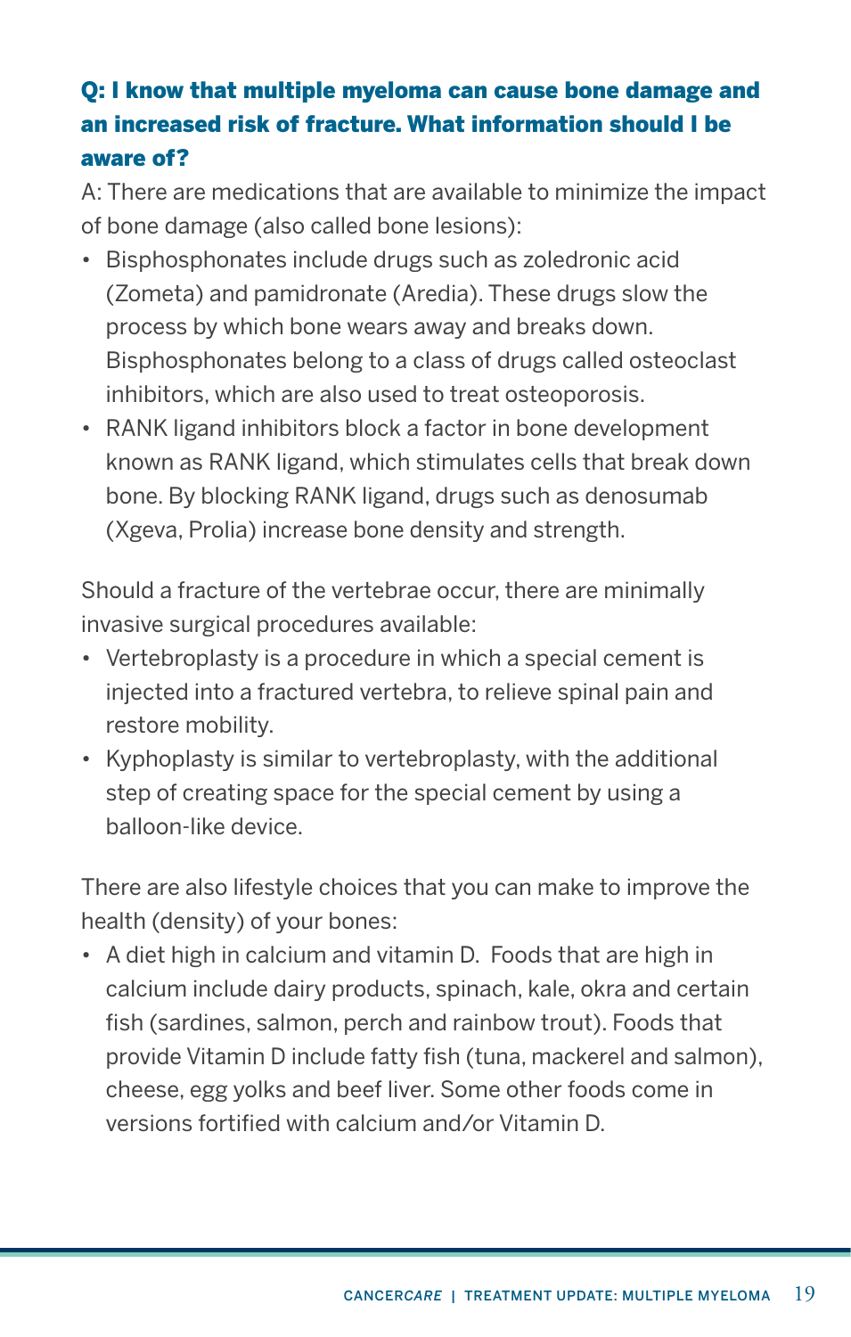**Q: I know that multiple myeloma can cause bone damage and an increased risk of fracture. What information should I be aware of?**

A: There are medications that are available to minimize the impact of bone damage (also called bone lesions):

- Bisphosphonates include drugs such as zoledronic acid (Zometa) and pamidronate (Aredia). These drugs slow the process by which bone wears away and breaks down. Bisphosphonates belong to a class of drugs called osteoclast inhibitors, which are also used to treat osteoporosis.
- RANK ligand inhibitors block a factor in bone development known as RANK ligand, which stimulates cells that break down bone. By blocking RANK ligand, drugs such as denosumab (Xgeva, Prolia) increase bone density and strength.

Should a fracture of the vertebrae occur, there are minimally invasive surgical procedures available:

- Vertebroplasty is a procedure in which a special cement is injected into a fractured vertebra, to relieve spinal pain and restore mobility.
- Kyphoplasty is similar to vertebroplasty, with the additional step of creating space for the special cement by using a balloon-like device.

There are also lifestyle choices that you can make to improve the health (density) of your bones:

- A diet high in calcium and vitamin D. Foods that are high in calcium include dairy products, spinach, kale, okra and certain fish (sardines, salmon, perch and rainbow trout). Foods that provide Vitamin D include fatty fish (tuna, mackerel and salmon), cheese, egg yolks and beef liver. Some other foods come in versions fortified with calcium and/or Vitamin D.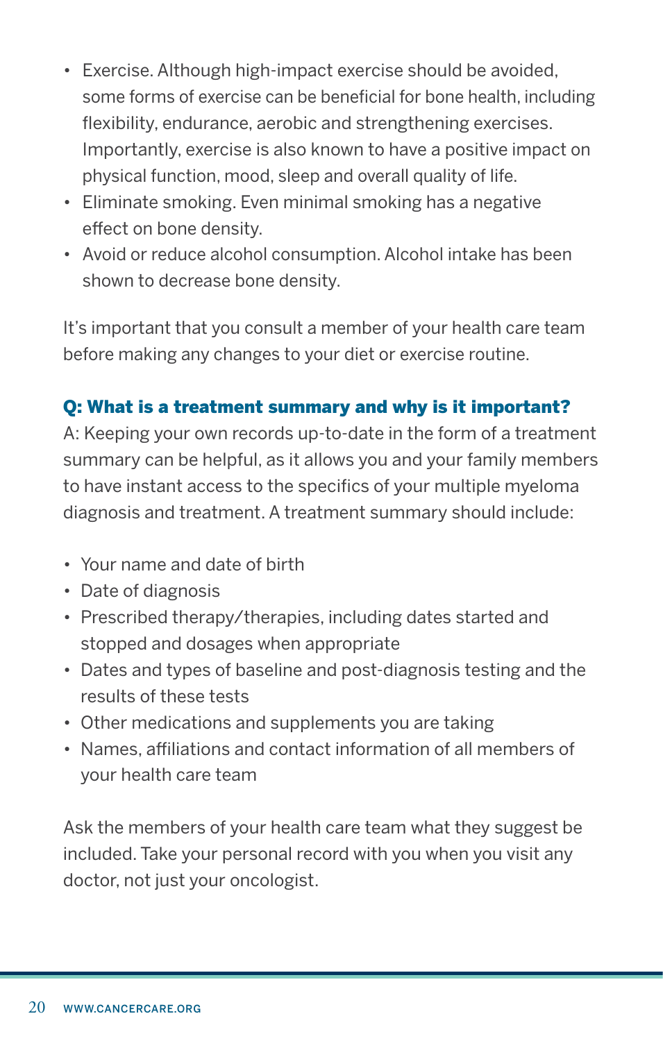- Exercise. Although high-impact exercise should be avoided, some forms of exercise can be beneficial for bone health, including flexibility, endurance, aerobic and strengthening exercises. Importantly, exercise is also known to have a positive impact on physical function, mood, sleep and overall quality of life.
- Eliminate smoking. Even minimal smoking has a negative effect on bone density.
- Avoid or reduce alcohol consumption. Alcohol intake has been shown to decrease bone density.

It's important that you consult a member of your health care team before making any changes to your diet or exercise routine.

### Q: What is a treatment summary and why is it important?

A: Keeping your own records up-to-date in the form of a treatment summary can be helpful, as it allows you and your family members to have instant access to the specifics of your multiple myeloma diagnosis and treatment. A treatment summary should include:

- Your name and date of birth
- Date of diagnosis
- Prescribed therapy/therapies, including dates started and stopped and dosages when appropriate
- Dates and types of baseline and post-diagnosis testing and the results of these tests
- Other medications and supplements you are taking
- Names, affiliations and contact information of all members of your health care team

Ask the members of your health care team what they suggest be included. Take your personal record with you when you visit any doctor, not just your oncologist.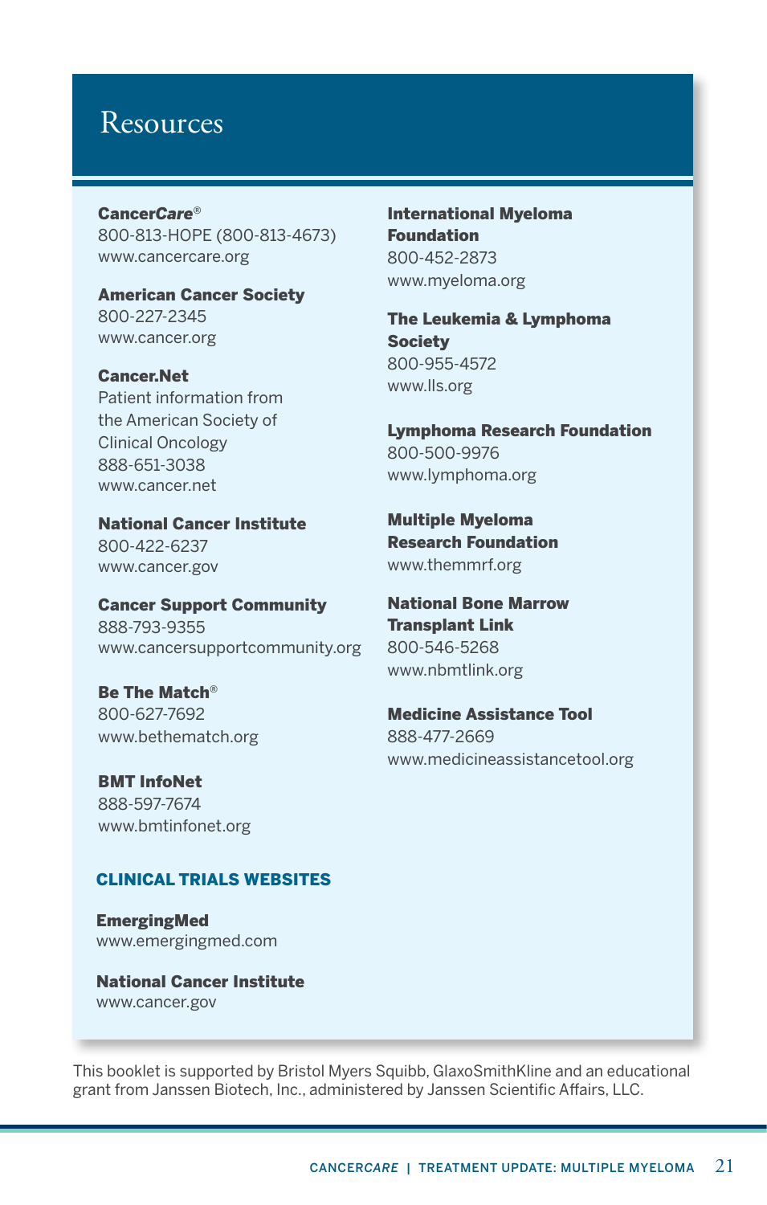# Resources

**Cancer*Care*®**
800-813-HOPE (800-813-4673)
www.cancercare.org

**American Cancer Society**
800-227-2345
www.cancer.org

**Cancer.Net**
Patient information from the American Society of Clinical Oncology
888-651-3038
www.cancer.net

**National Cancer Institute**
800-422-6237
www.cancer.gov

**Cancer Support Community**
888-793-9355
www.cancersupportcommunity.org

**Be The Match®**
800-627-7692
www.bethematch.org

**BMT InfoNet**
888-597-7674
www.bmtinfonet.org

**International Myeloma Foundation**
800-452-2873
www.myeloma.org

**The Leukemia & Lymphoma Society**
800-955-4572
www.lls.org

**Lymphoma Research Foundation**
800-500-9976
www.lymphoma.org

**Multiple Myeloma Research Foundation**
www.themmrf.org

**National Bone Marrow Transplant Link**
800-546-5268
www.nbmtlink.org

**Medicine Assistance Tool**
888-477-2669
www.medicineassistancetool.org

## CLINICAL TRIALS WEBSITES

**EmergingMed**
www.emergingmed.com

**National Cancer Institute**
www.cancer.gov

This booklet is supported by Bristol Myers Squibb, GlaxoSmithKline and an educational grant from Janssen Biotech, Inc., administered by Janssen Scientific Affairs, LLC.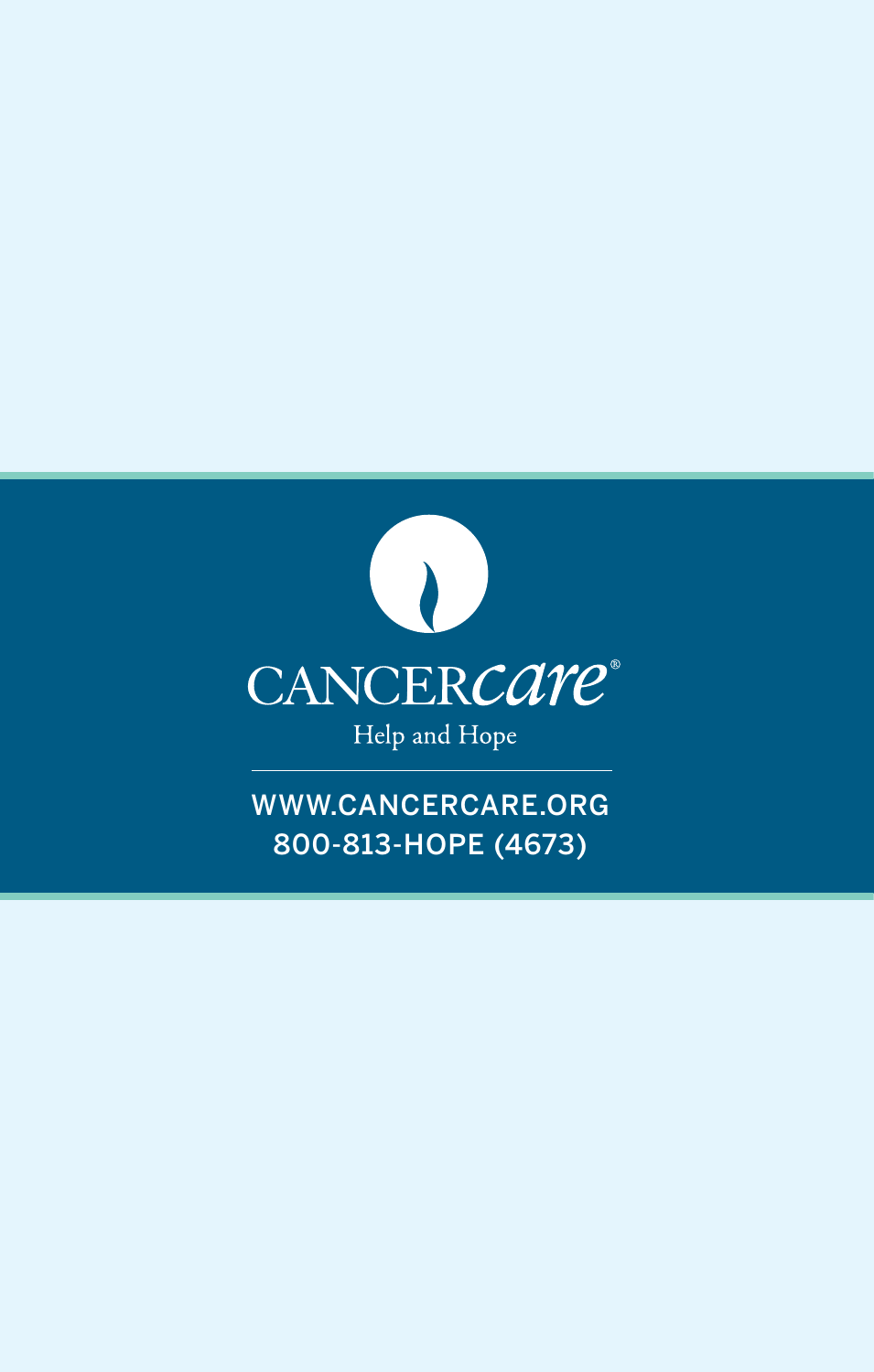CANCERcare®

Help and Hope

WWW.CANCERCARE.ORG
800-813-HOPE (4673)